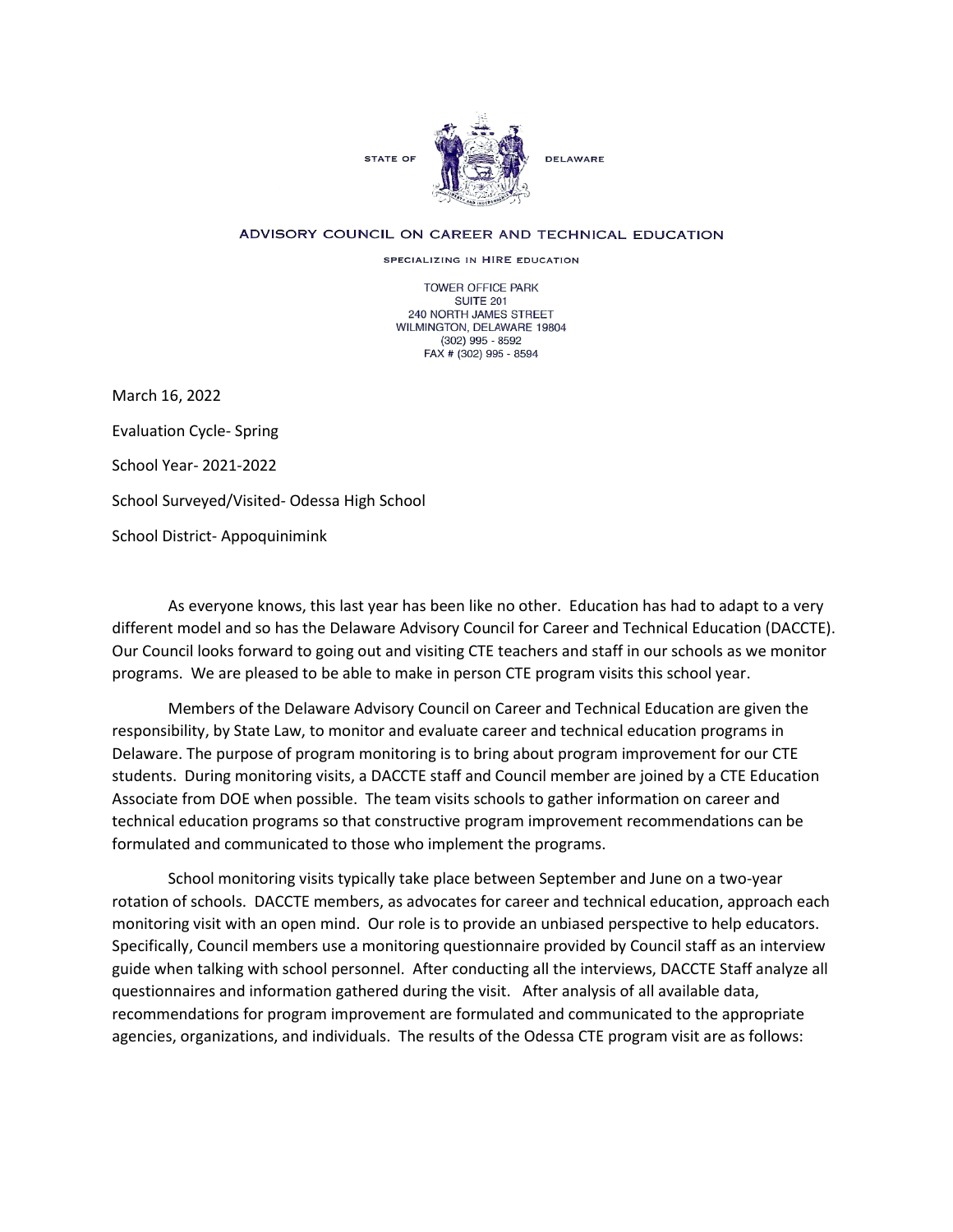STATE OF DELAWARE

# ADVISORY COUNCIL ON CAREER AND TECHNICAL EDUCATION

SPECIALIZING IN HIRE EDUCATION

TOWER OFFICE PARK
SUITE 201
240 NORTH JAMES STREET
WILMINGTON, DELAWARE 19804
(302) 995 - 8592
FAX # (302) 995 - 8594

March 16, 2022

Evaluation Cycle- Spring

School Year- 2021-2022

School Surveyed/Visited- Odessa High School

School District- Appoquinimink

As everyone knows, this last year has been like no other. Education has had to adapt to a very different model and so has the Delaware Advisory Council for Career and Technical Education (DACCTE). Our Council looks forward to going out and visiting CTE teachers and staff in our schools as we monitor programs. We are pleased to be able to make in person CTE program visits this school year.

Members of the Delaware Advisory Council on Career and Technical Education are given the responsibility, by State Law, to monitor and evaluate career and technical education programs in Delaware. The purpose of program monitoring is to bring about program improvement for our CTE students. During monitoring visits, a DACCTE staff and Council member are joined by a CTE Education Associate from DOE when possible. The team visits schools to gather information on career and technical education programs so that constructive program improvement recommendations can be formulated and communicated to those who implement the programs.

School monitoring visits typically take place between September and June on a two-year rotation of schools. DACCTE members, as advocates for career and technical education, approach each monitoring visit with an open mind. Our role is to provide an unbiased perspective to help educators. Specifically, Council members use a monitoring questionnaire provided by Council staff as an interview guide when talking with school personnel. After conducting all the interviews, DACCTE Staff analyze all questionnaires and information gathered during the visit. After analysis of all available data, recommendations for program improvement are formulated and communicated to the appropriate agencies, organizations, and individuals. The results of the Odessa CTE program visit are as follows: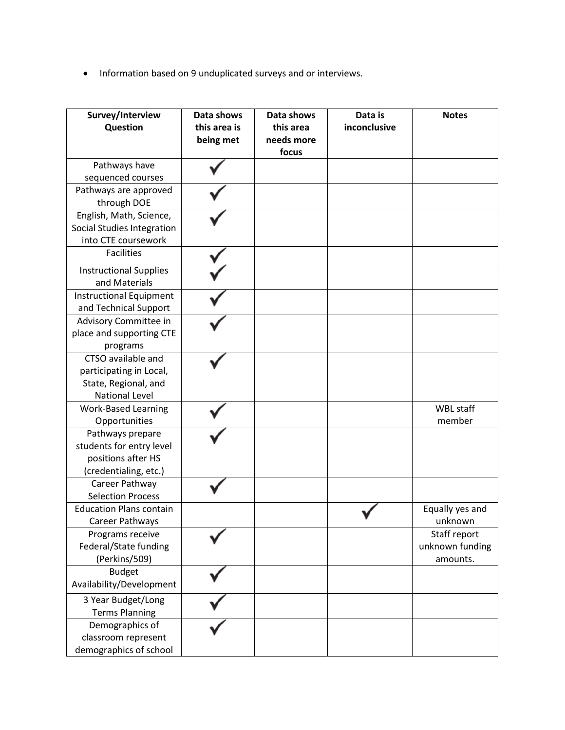- Information based on 9 unduplicated surveys and or interviews.

| Survey/Interview Question | Data shows this area is being met | Data shows this area needs more focus | Data is inconclusive | Notes |
|---|---|---|---|---|
| Pathways have sequenced courses | ✓ | | | |
| Pathways are approved through DOE | ✓ | | | |
| English, Math, Science, Social Studies Integration into CTE coursework | ✓ | | | |
| Facilities | ✓ | | | |
| Instructional Supplies and Materials | ✓ | | | |
| Instructional Equipment and Technical Support | ✓ | | | |
| Advisory Committee in place and supporting CTE programs | ✓ | | | |
| CTSO available and participating in Local, State, Regional, and National Level | ✓ | | | |
| Work-Based Learning Opportunities | ✓ | | | WBL staff member |
| Pathways prepare students for entry level positions after HS (credentialing, etc.) | ✓ | | | |
| Career Pathway Selection Process | ✓ | | | |
| Education Plans contain Career Pathways | | | ✓ | Equally yes and unknown |
| Programs receive Federal/State funding (Perkins/509) | ✓ | | | Staff report unknown funding amounts. |
| Budget Availability/Development | ✓ | | | |
| 3 Year Budget/Long Terms Planning | ✓ | | | |
| Demographics of classroom represent demographics of school | ✓ | | | |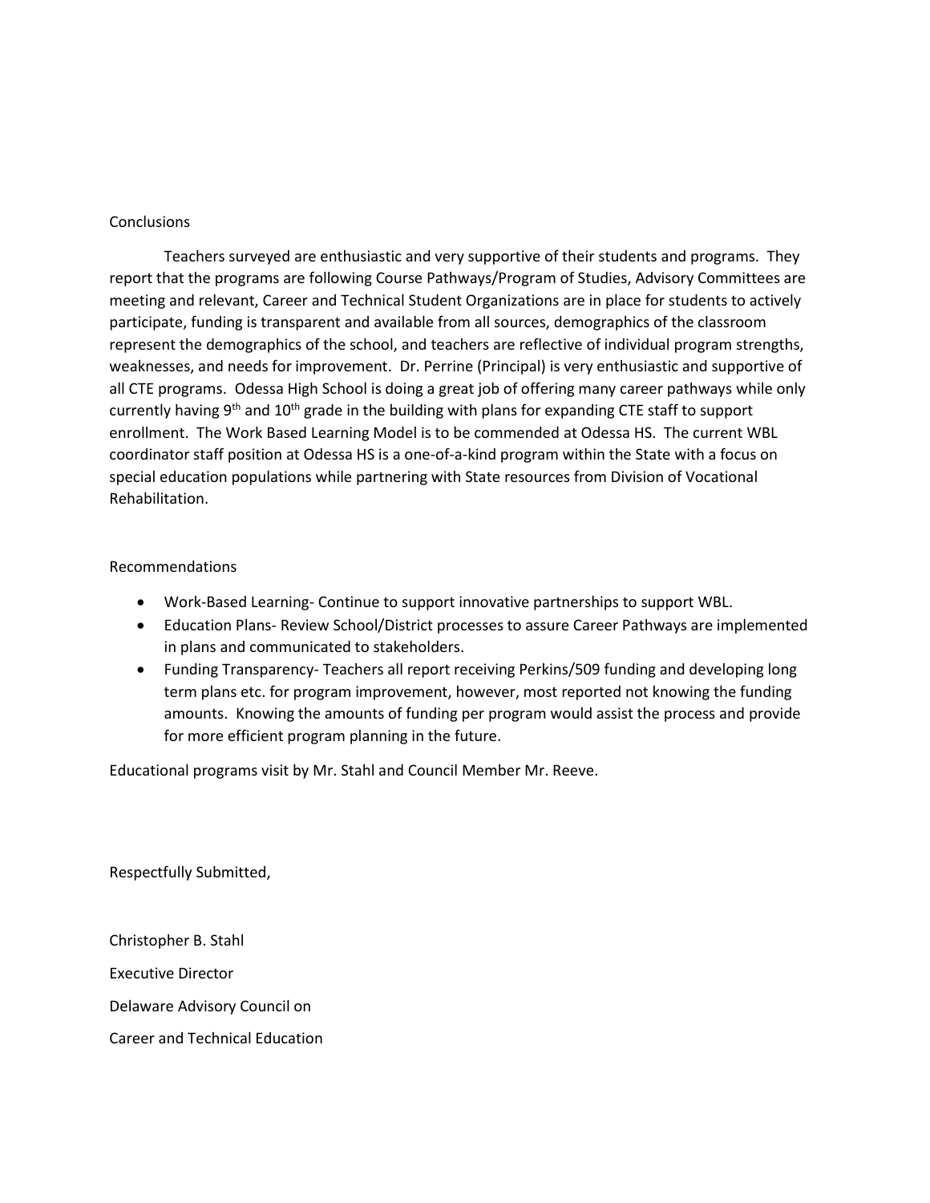## Conclusions

Teachers surveyed are enthusiastic and very supportive of their students and programs. They report that the programs are following Course Pathways/Program of Studies, Advisory Committees are meeting and relevant, Career and Technical Student Organizations are in place for students to actively participate, funding is transparent and available from all sources, demographics of the classroom represent the demographics of the school, and teachers are reflective of individual program strengths, weaknesses, and needs for improvement. Dr. Perrine (Principal) is very enthusiastic and supportive of all CTE programs. Odessa High School is doing a great job of offering many career pathways while only currently having 9th and 10th grade in the building with plans for expanding CTE staff to support enrollment. The Work Based Learning Model is to be commended at Odessa HS. The current WBL coordinator staff position at Odessa HS is a one-of-a-kind program within the State with a focus on special education populations while partnering with State resources from Division of Vocational Rehabilitation.

## Recommendations

- Work-Based Learning- Continue to support innovative partnerships to support WBL.
- Education Plans- Review School/District processes to assure Career Pathways are implemented in plans and communicated to stakeholders.
- Funding Transparency- Teachers all report receiving Perkins/509 funding and developing long term plans etc. for program improvement, however, most reported not knowing the funding amounts. Knowing the amounts of funding per program would assist the process and provide for more efficient program planning in the future.

Educational programs visit by Mr. Stahl and Council Member Mr. Reeve.

Respectfully Submitted,

Christopher B. Stahl

Executive Director

Delaware Advisory Council on

Career and Technical Education